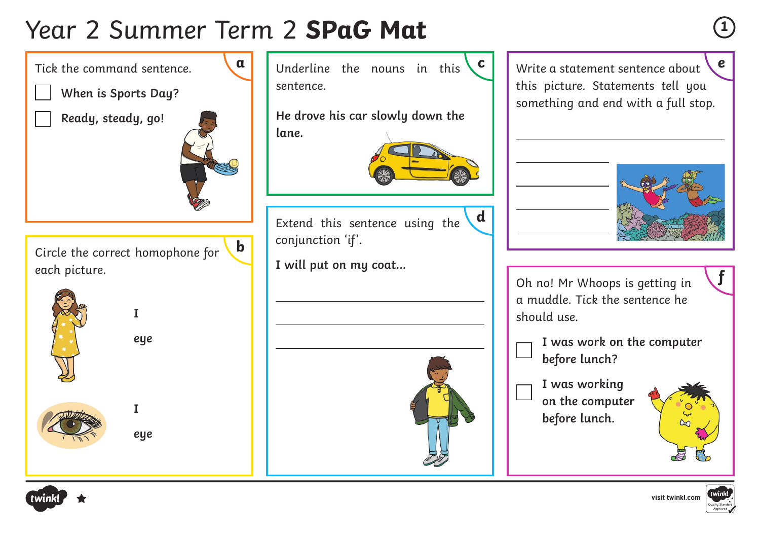# Year 2 Summer Term 2 **SPaG Mat**

## a

Tick the command sentence.

- ☐ **When is Sports Day?**
- ☐ **Ready, steady, go!**

## b

Circle the correct homophone for each picture.

**I**

**eye**

**I**

**eye**

## c

Underline the nouns in this sentence.

**He drove his car slowly down the lane.**

## d

Extend this sentence using the conjunction 'if'.

**I will put on my coat…**

______________________________________

______________________________________

______________________________________

## e

Write a statement sentence about this picture. Statements tell you something and end with a full stop.

______________________________________

____________________

____________________

____________________

____________________

## f

Oh no! Mr Whoops is getting in a muddle. Tick the sentence he should use.

- ☐ **I was work on the computer before lunch?**
- ☐ **I was working on the computer before lunch.**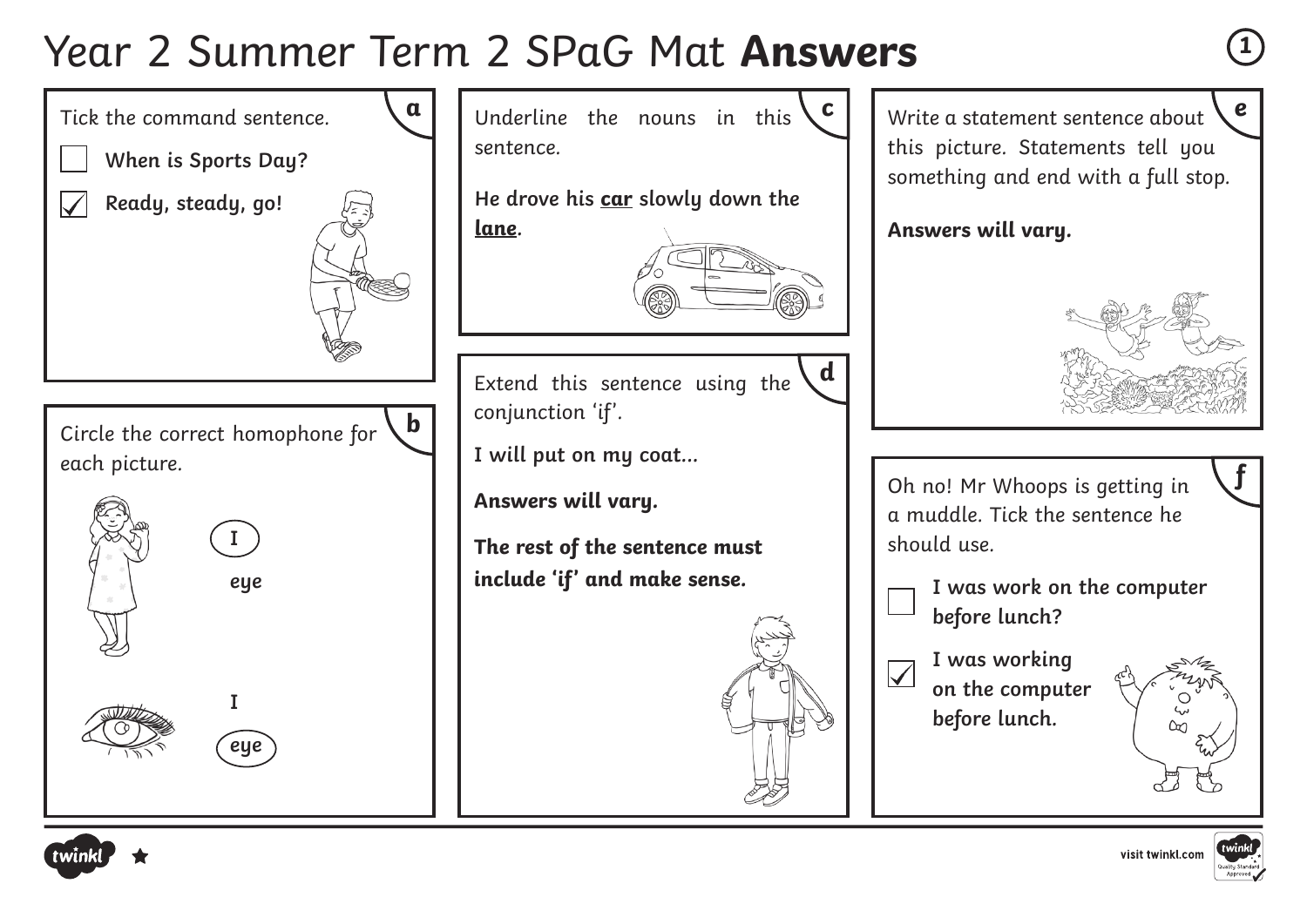# Year 2 Summer Term 2 SPaG Mat **Answers**

## a

Tick the command sentence.

- [ ] **When is Sports Day?**
- [x] **Ready, steady, go!**

## b

Circle the correct homophone for each picture.

Picture 1 (girl): **I** (circled) / **eye**

Picture 2 (eye): **I** / **eye** (circled)

## c

Underline the nouns in this sentence.

**He drove his <u>car</u> slowly down the <u>lane</u>.**

## d

Extend this sentence using the conjunction 'if'.

**I will put on my coat...**

**Answers will vary.**

**The rest of the sentence must include 'if' and make sense.**

## e

Write a statement sentence about this picture. Statements tell you something and end with a full stop.

**Answers will vary.**

## f

Oh no! Mr Whoops is getting in a muddle. Tick the sentence he should use.

- [ ] **I was work on the computer before lunch?**
- [x] **I was working on the computer before lunch.**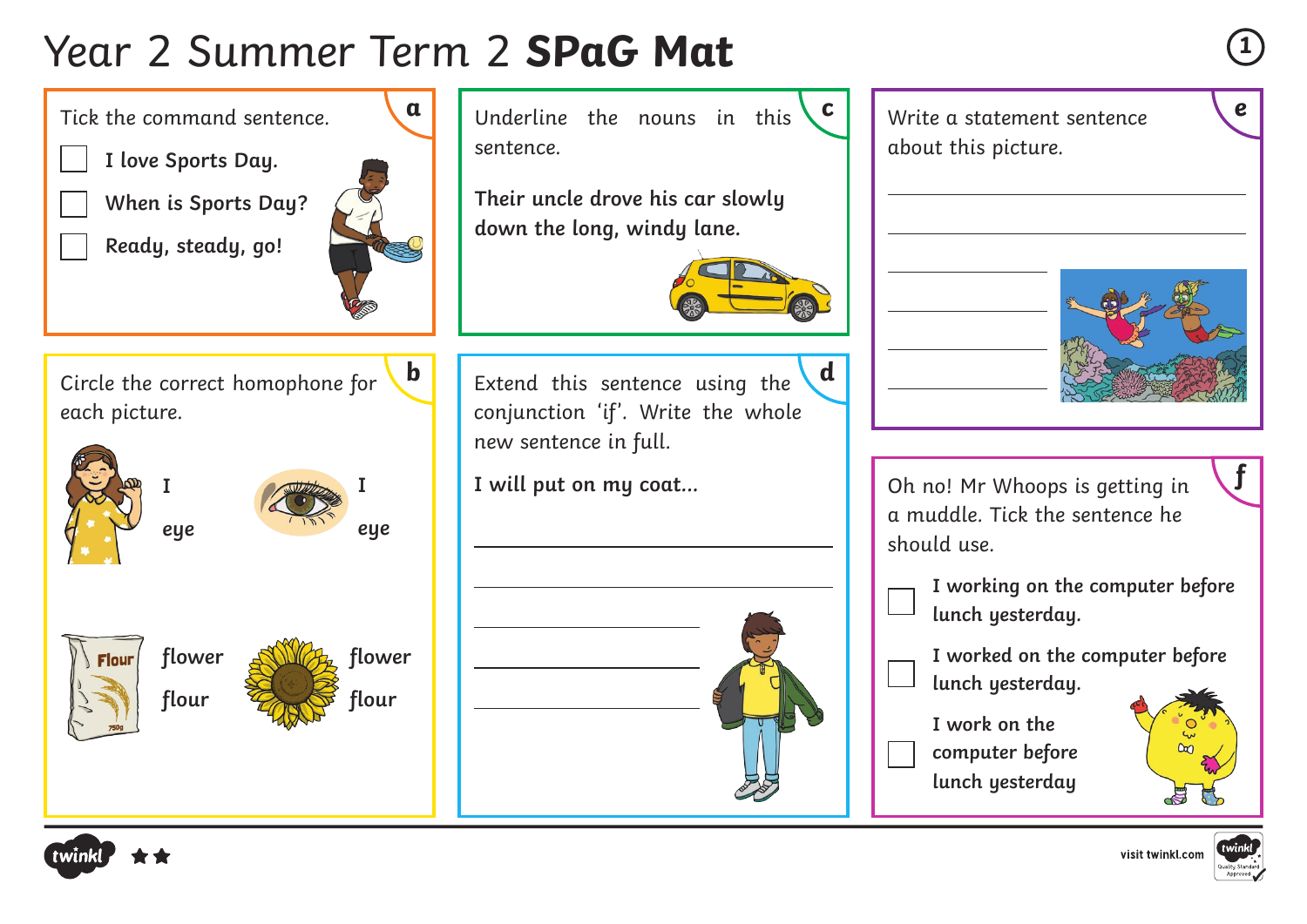# Year 2 Summer Term 2 **SPaG Mat**

## a

Tick the command sentence.

- ☐ **I love Sports Day.**
- ☐ **When is Sports Day?**
- ☐ **Ready, steady, go!**

## c

Underline the nouns in this sentence.

**Their uncle drove his car slowly down the long, windy lane.**

## e

Write a statement sentence about this picture.

______________________________

______________________________

______________________________

______________________________

______________________________

______________________________

## b

Circle the correct homophone for each picture.

**I**
**eye**

**I**
**eye**

**flower**
**flour**

**flower**
**flour**

## d

Extend this sentence using the conjunction 'if'. Write the whole new sentence in full.

**I will put on my coat...**

______________________________

______________________________

______________________________

______________________________

______________________________

## f

Oh no! Mr Whoops is getting in a muddle. Tick the sentence he should use.

- ☐ **I working on the computer before lunch yesterday.**
- ☐ **I worked on the computer before lunch yesterday.**
- ☐ **I work on the computer before lunch yesterday**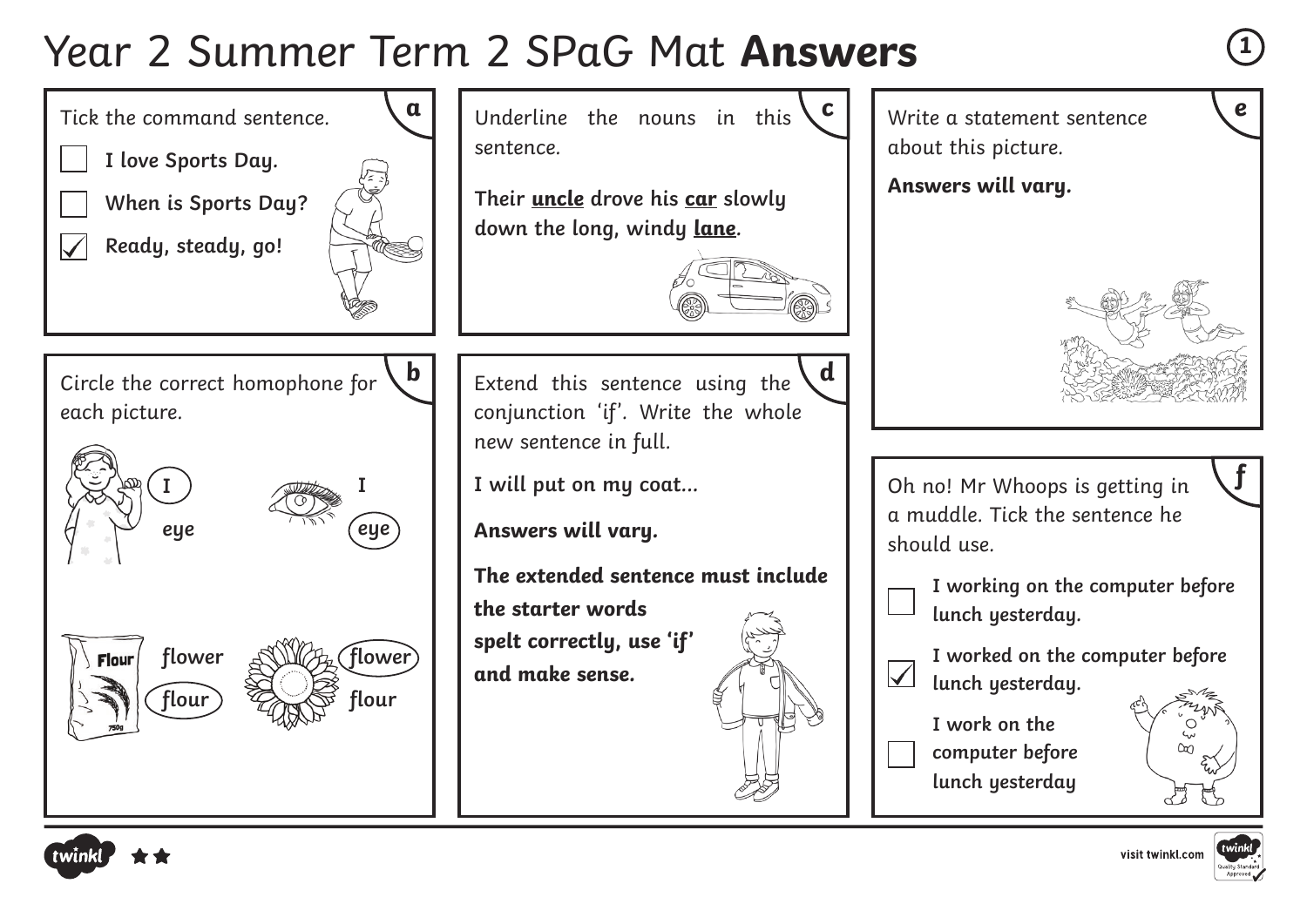# Year 2 Summer Term 2 SPaG Mat **Answers**

## a

Tick the command sentence.

- [ ] **I love Sports Day.**
- [ ] **When is Sports Day?**
- [x] **Ready, steady, go!**

## b

Circle the correct homophone for each picture.

| Picture | Options | Answer |
| --- | --- | --- |
| Girl | I / eye | I |
| Eye | I / eye | eye |
| Flour | flower / flour | flour |
| Flower | flower / flour | flower |

## c

Underline the nouns in this sentence.

**Their <u>uncle</u> drove his <u>car</u> slowly down the long, windy <u>lane</u>.**

## d

Extend this sentence using the conjunction 'if'. Write the whole new sentence in full.

**I will put on my coat...**

**Answers will vary.**

**The extended sentence must include the starter words spelt correctly, use 'if' and make sense.**

## e

Write a statement sentence about this picture.

**Answers will vary.**

## f

Oh no! Mr Whoops is getting in a muddle. Tick the sentence he should use.

- [ ] **I working on the computer before lunch yesterday.**
- [x] **I worked on the computer before lunch yesterday.**
- [ ] **I work on the computer before lunch yesterday**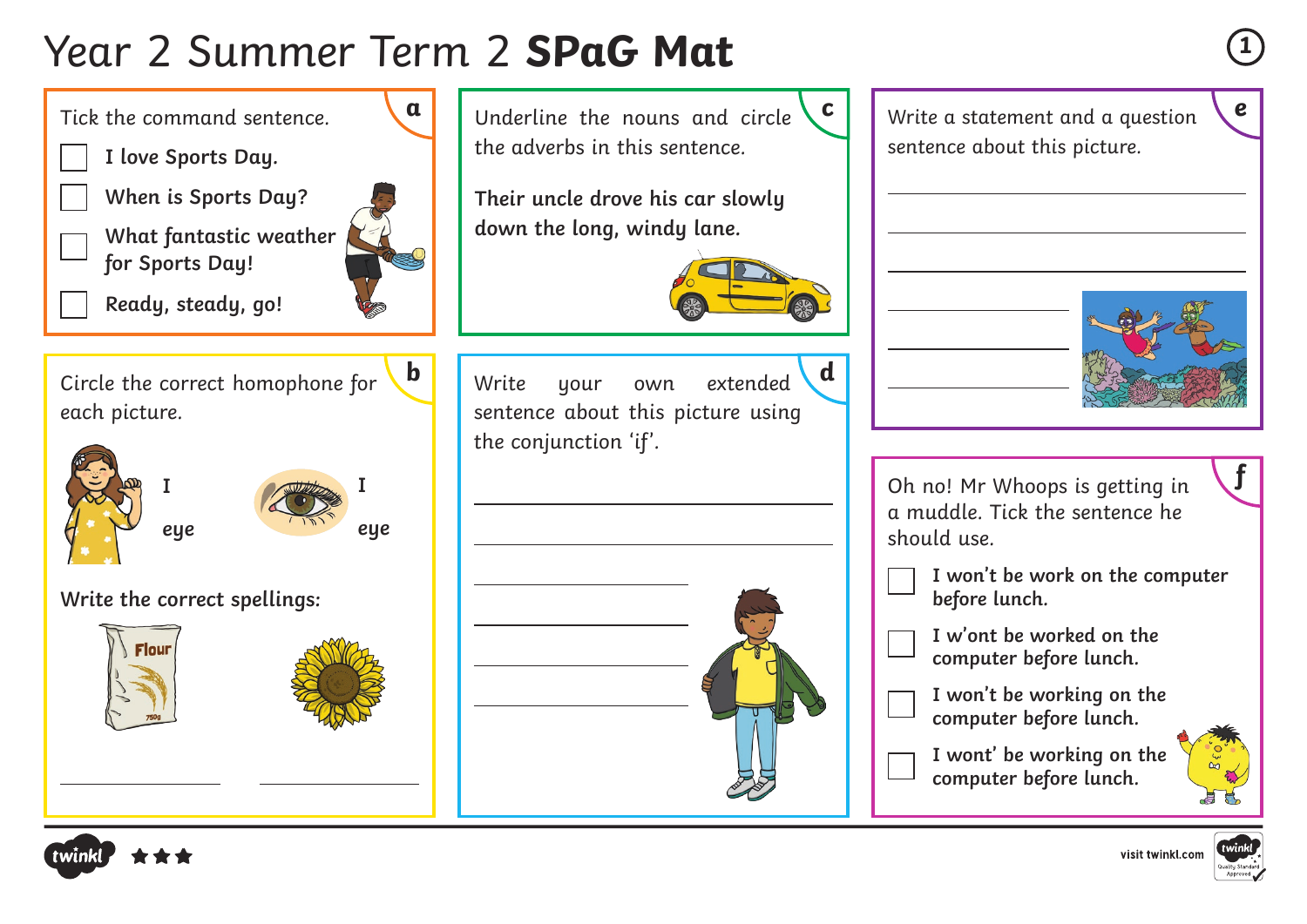# Year 2 Summer Term 2 **SPaG Mat**

## a

Tick the command sentence.

- [ ] **I love Sports Day.**
- [ ] **When is Sports Day?**
- [ ] **What fantastic weather for Sports Day!**
- [ ] **Ready, steady, go!**

## b

Circle the correct homophone for each picture.

**I** / **eye**

**I** / **eye**

Write the correct spellings:

______________ ______________

## c

Underline the nouns and circle the adverbs in this sentence.

**Their uncle drove his car slowly down the long, windy lane.**

## d

Write your own extended sentence about this picture using the conjunction 'if'.

______________________________

______________________________

______________________________

______________________________

______________________________

______________________________

## e

Write a statement and a question sentence about this picture.

______________________________

______________________________

______________________________

______________________________

______________________________

______________________________

## f

Oh no! Mr Whoops is getting in a muddle. Tick the sentence he should use.

- [ ] **I won't be work on the computer before lunch.**
- [ ] **I w'ont be worked on the computer before lunch.**
- [ ] **I won't be working on the computer before lunch.**
- [ ] **I wont' be working on the computer before lunch.**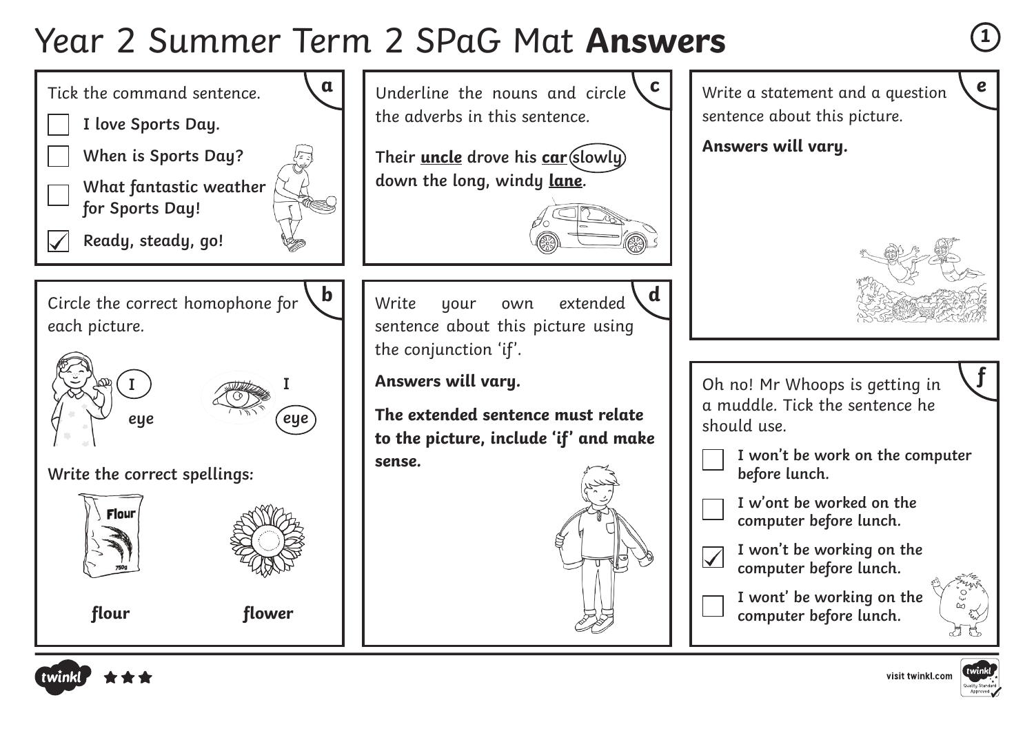# Year 2 Summer Term 2 SPaG Mat **Answers**

## a

Tick the command sentence.

- [ ] **I love Sports Day.**
- [ ] **When is Sports Day?**
- [ ] **What fantastic weather for Sports Day!**
- [x] **Ready, steady, go!**

## b

Circle the correct homophone for each picture.

(I) / **eye**

I / (**eye**)

Write the correct spellings:

Flour

**flour** **flower**

## c

Underline the nouns and circle the adverbs in this sentence.

**Their <u>uncle</u> drove his <u>car</u> (slowly) down the long, windy <u>lane</u>.**

## d

Write your own extended sentence about this picture using the conjunction 'if'.

**Answers will vary.**

**The extended sentence must relate to the picture, include 'if' and make sense.**

## e

Write a statement and a question sentence about this picture.

**Answers will vary.**

## f

Oh no! Mr Whoops is getting in a muddle. Tick the sentence he should use.

- [ ] **I won't be work on the computer before lunch.**
- [ ] **I w'ont be worked on the computer before lunch.**
- [x] **I won't be working on the computer before lunch.**
- [ ] **I wont' be working on the computer before lunch.**